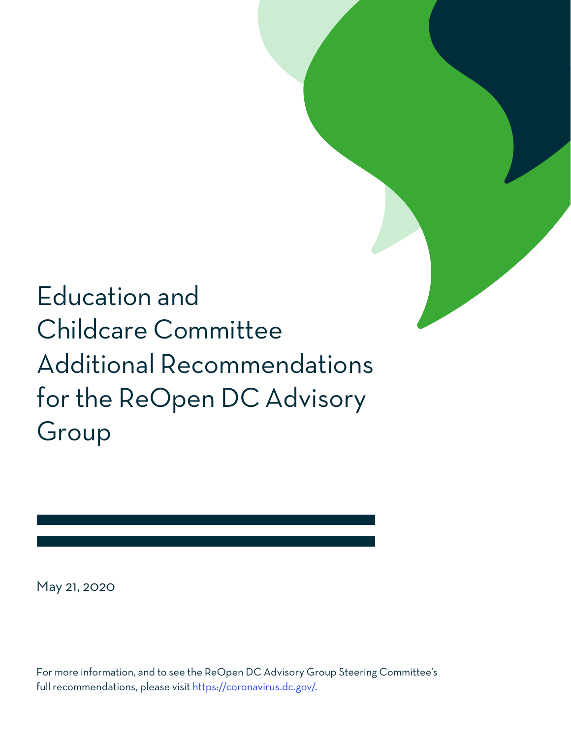# Education and Childcare Committee Additional Recommendations for the ReOpen DC Advisory Group

May 21, 2020

For more information, and to see the ReOpen DC Advisory Group Steering Committee's full recommendations, please visit https://coronavirus.dc.gov/.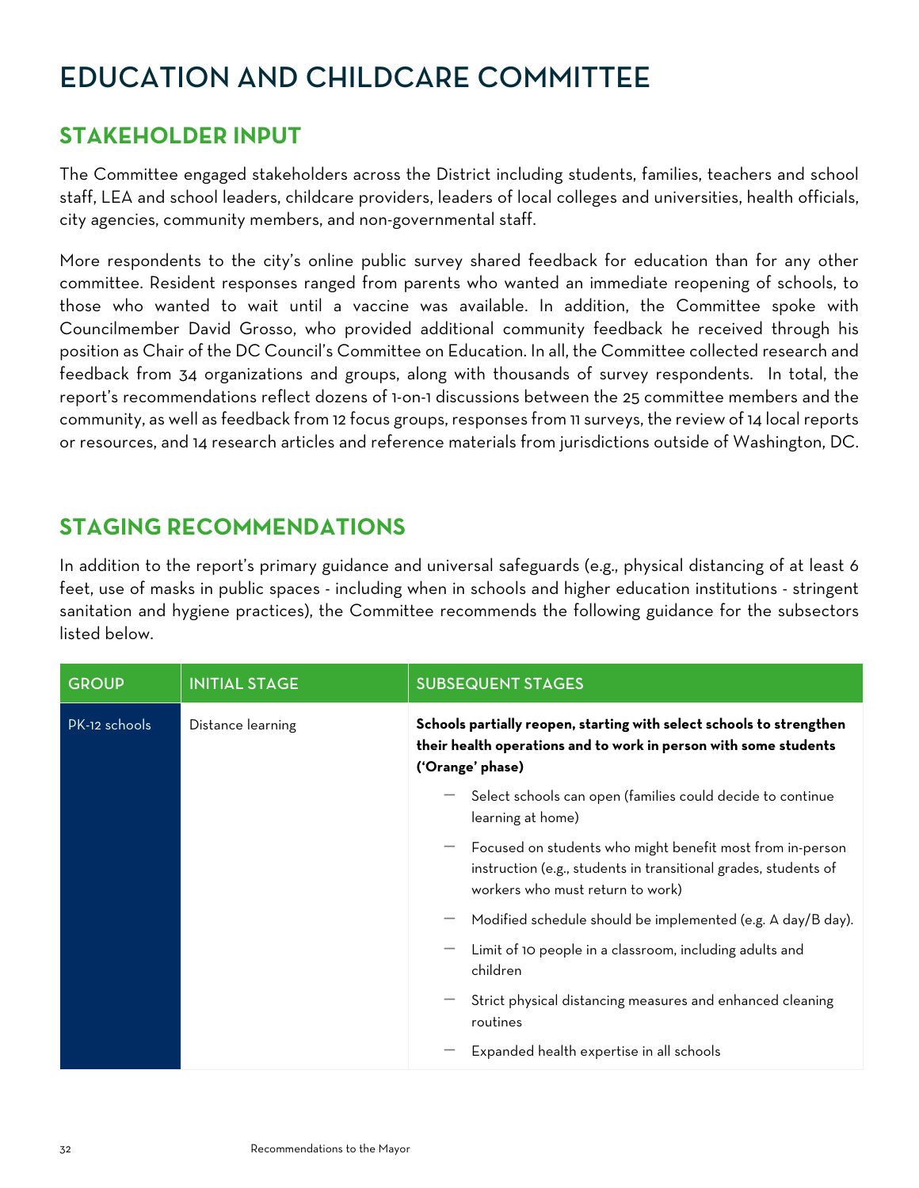# EDUCATION AND CHILDCARE COMMITTEE

## STAKEHOLDER INPUT

The Committee engaged stakeholders across the District including students, families, teachers and school staff, LEA and school leaders, childcare providers, leaders of local colleges and universities, health officials, city agencies, community members, and non-governmental staff.

More respondents to the city's online public survey shared feedback for education than for any other committee. Resident responses ranged from parents who wanted an immediate reopening of schools, to those who wanted to wait until a vaccine was available. In addition, the Committee spoke with Councilmember David Grosso, who provided additional community feedback he received through his position as Chair of the DC Council's Committee on Education. In all, the Committee collected research and feedback from 34 organizations and groups, along with thousands of survey respondents. In total, the report's recommendations reflect dozens of 1-on-1 discussions between the 25 committee members and the community, as well as feedback from 12 focus groups, responses from 11 surveys, the review of 14 local reports or resources, and 14 research articles and reference materials from jurisdictions outside of Washington, DC.

## STAGING RECOMMENDATIONS

In addition to the report's primary guidance and universal safeguards (e.g., physical distancing of at least 6 feet, use of masks in public spaces - including when in schools and higher education institutions - stringent sanitation and hygiene practices), the Committee recommends the following guidance for the subsectors listed below.

| GROUP | INITIAL STAGE | SUBSEQUENT STAGES |
|---|---|---|
| PK-12 schools | Distance learning | **Schools partially reopen, starting with select schools to strengthen their health operations and to work in person with some students ('Orange' phase)**<br>— Select schools can open (families could decide to continue learning at home)<br>— Focused on students who might benefit most from in-person instruction (e.g., students in transitional grades, students of workers who must return to work)<br>— Modified schedule should be implemented (e.g. A day/B day).<br>— Limit of 10 people in a classroom, including adults and children<br>— Strict physical distancing measures and enhanced cleaning routines<br>— Expanded health expertise in all schools |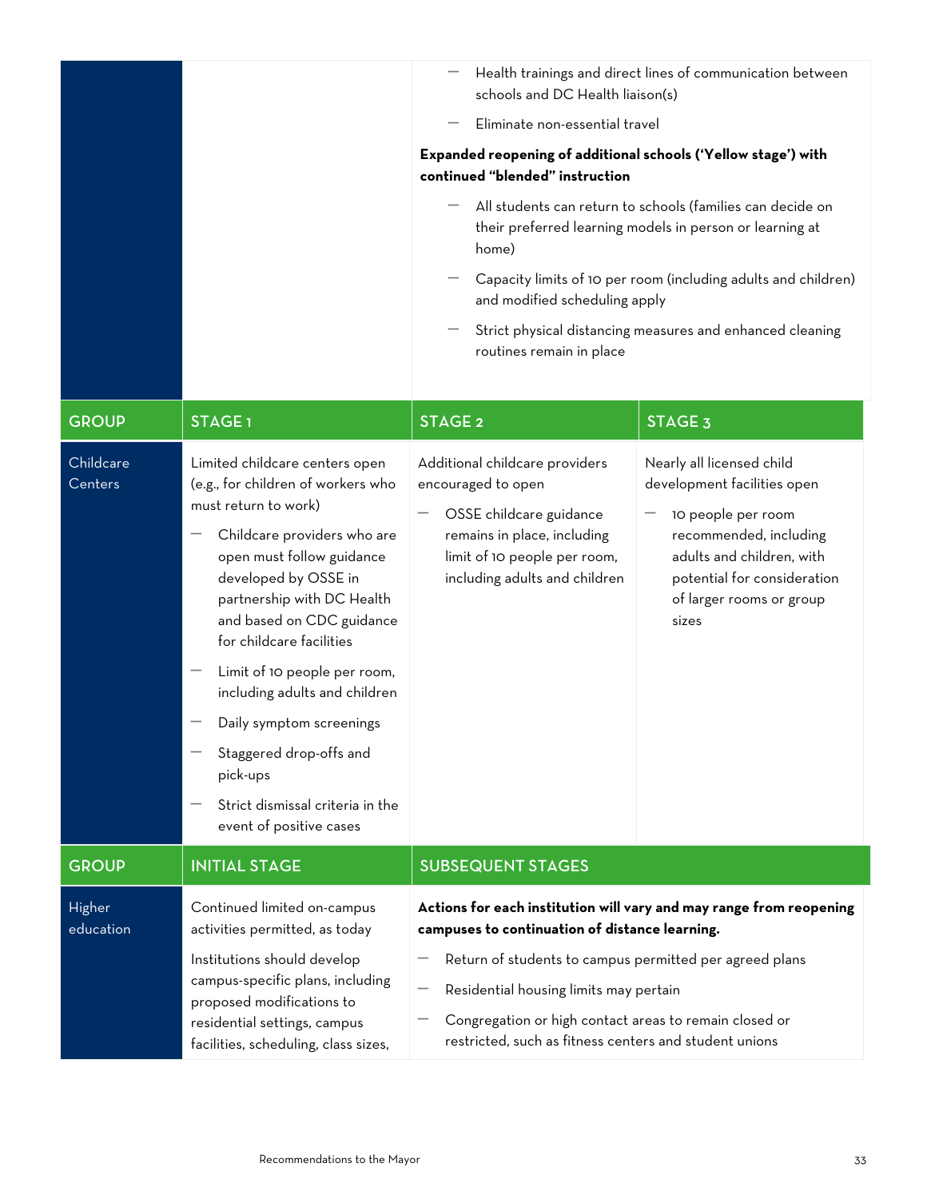| | | | |
|---|---|---|---|
| | | — Health trainings and direct lines of communication between schools and DC Health liaison(s)<br>— Eliminate non-essential travel<br>**Expanded reopening of additional schools ('Yellow stage') with continued "blended" instruction**<br>— All students can return to schools (families can decide on their preferred learning models in person or learning at home)<br>— Capacity limits of 10 per room (including adults and children) and modified scheduling apply<br>— Strict physical distancing measures and enhanced cleaning routines remain in place | |

| GROUP | STAGE 1 | STAGE 2 | STAGE 3 |
|---|---|---|---|
| Childcare Centers | Limited childcare centers open (e.g., for children of workers who must return to work)<br>— Childcare providers who are open must follow guidance developed by OSSE in partnership with DC Health and based on CDC guidance for childcare facilities<br>— Limit of 10 people per room, including adults and children<br>— Daily symptom screenings<br>— Staggered drop-offs and pick-ups<br>— Strict dismissal criteria in the event of positive cases | Additional childcare providers encouraged to open<br>— OSSE childcare guidance remains in place, including limit of 10 people per room, including adults and children | Nearly all licensed child development facilities open<br>— 10 people per room recommended, including adults and children, with potential for consideration of larger rooms or group sizes |

| GROUP | INITIAL STAGE | SUBSEQUENT STAGES |
|---|---|---|
| Higher education | Continued limited on-campus activities permitted, as today<br>Institutions should develop campus-specific plans, including proposed modifications to residential settings, campus facilities, scheduling, class sizes, | **Actions for each institution will vary and may range from reopening campuses to continuation of distance learning.**<br>— Return of students to campus permitted per agreed plans<br>— Residential housing limits may pertain<br>— Congregation or high contact areas to remain closed or restricted, such as fitness centers and student unions |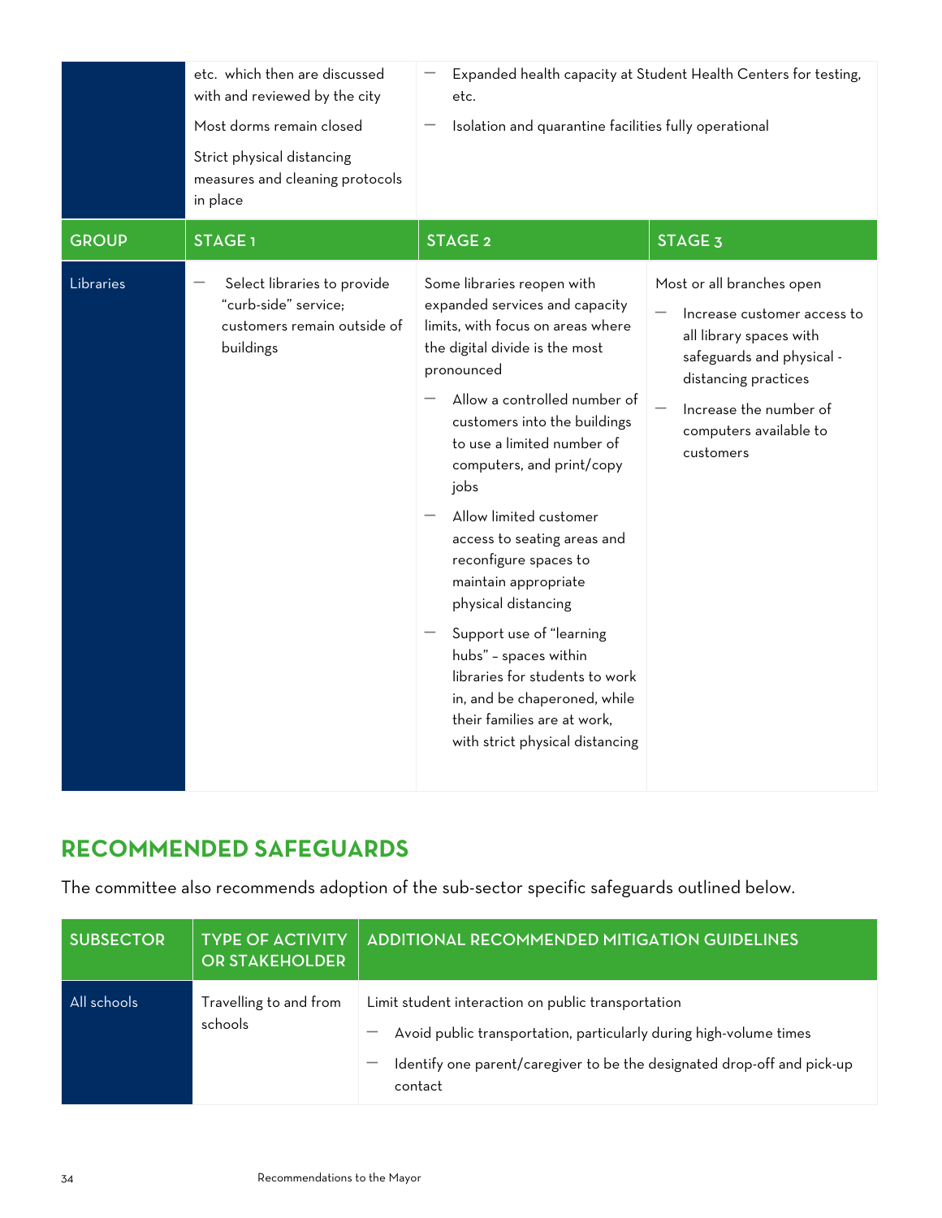| | | | |
|---|---|---|---|
| | etc. which then are discussed with and reviewed by the city<br><br>Most dorms remain closed<br><br>Strict physical distancing measures and cleaning protocols in place | — Expanded health capacity at Student Health Centers for testing, etc.<br><br>— Isolation and quarantine facilities fully operational | |
| **GROUP** | **STAGE 1** | **STAGE 2** | **STAGE 3** |
| Libraries | — Select libraries to provide "curb-side" service; customers remain outside of buildings | Some libraries reopen with expanded services and capacity limits, with focus on areas where the digital divide is the most pronounced<br><br>— Allow a controlled number of customers into the buildings to use a limited number of computers, and print/copy jobs<br><br>— Allow limited customer access to seating areas and reconfigure spaces to maintain appropriate physical distancing<br><br>— Support use of "learning hubs" – spaces within libraries for students to work in, and be chaperoned, while their families are at work, with strict physical distancing | Most or all branches open<br><br>— Increase customer access to all library spaces with safeguards and physical - distancing practices<br><br>— Increase the number of computers available to customers |

## RECOMMENDED SAFEGUARDS

The committee also recommends adoption of the sub-sector specific safeguards outlined below.

| SUBSECTOR | TYPE OF ACTIVITY OR STAKEHOLDER | ADDITIONAL RECOMMENDED MITIGATION GUIDELINES |
|---|---|---|
| All schools | Travelling to and from schools | Limit student interaction on public transportation<br><br>— Avoid public transportation, particularly during high-volume times<br><br>— Identify one parent/caregiver to be the designated drop-off and pick-up contact |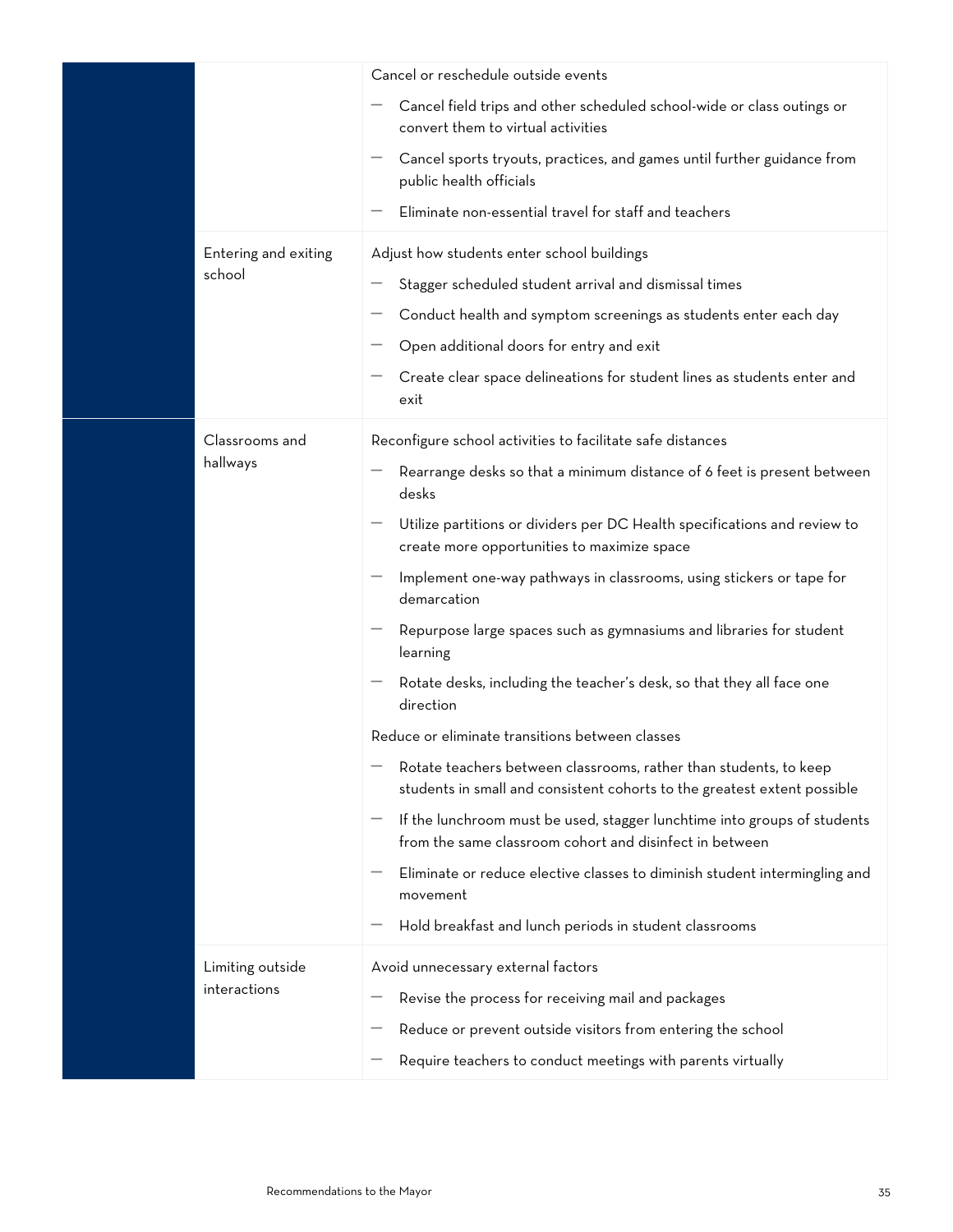| | | |
|---|---|---|
| | | Cancel or reschedule outside events<br>— Cancel field trips and other scheduled school-wide or class outings or convert them to virtual activities<br>— Cancel sports tryouts, practices, and games until further guidance from public health officials<br>— Eliminate non-essential travel for staff and teachers |
| | Entering and exiting school | Adjust how students enter school buildings<br>— Stagger scheduled student arrival and dismissal times<br>— Conduct health and symptom screenings as students enter each day<br>— Open additional doors for entry and exit<br>— Create clear space delineations for student lines as students enter and exit |
| | Classrooms and hallways | Reconfigure school activities to facilitate safe distances<br>— Rearrange desks so that a minimum distance of 6 feet is present between desks<br>— Utilize partitions or dividers per DC Health specifications and review to create more opportunities to maximize space<br>— Implement one-way pathways in classrooms, using stickers or tape for demarcation<br>— Repurpose large spaces such as gymnasiums and libraries for student learning<br>— Rotate desks, including the teacher's desk, so that they all face one direction<br>Reduce or eliminate transitions between classes<br>— Rotate teachers between classrooms, rather than students, to keep students in small and consistent cohorts to the greatest extent possible<br>— If the lunchroom must be used, stagger lunchtime into groups of students from the same classroom cohort and disinfect in between<br>— Eliminate or reduce elective classes to diminish student intermingling and movement<br>— Hold breakfast and lunch periods in student classrooms |
| | Limiting outside interactions | Avoid unnecessary external factors<br>— Revise the process for receiving mail and packages<br>— Reduce or prevent outside visitors from entering the school<br>— Require teachers to conduct meetings with parents virtually |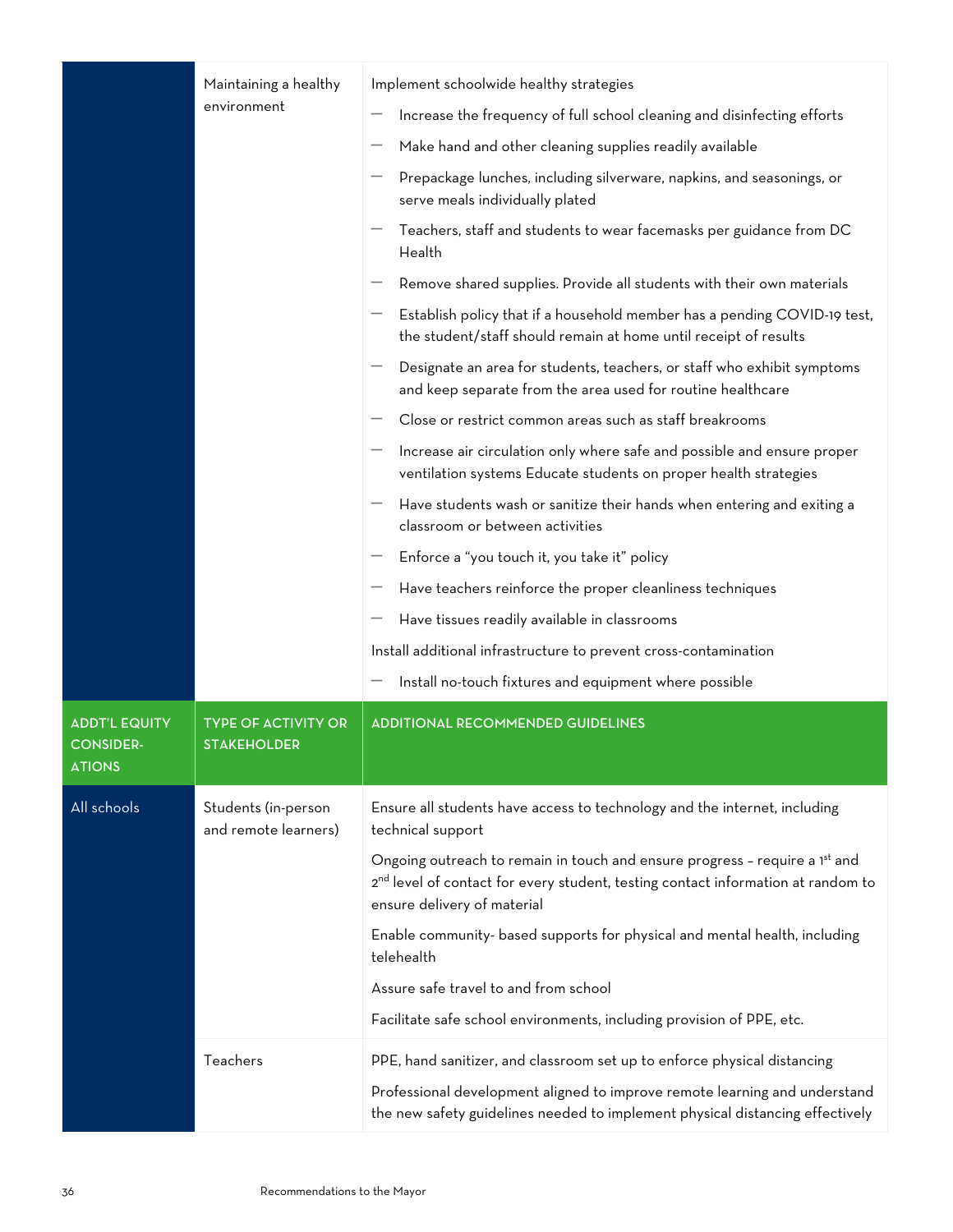| | | |
|---|---|---|
| | Maintaining a healthy environment | Implement schoolwide healthy strategies<br>– Increase the frequency of full school cleaning and disinfecting efforts<br>– Make hand and other cleaning supplies readily available<br>– Prepackage lunches, including silverware, napkins, and seasonings, or serve meals individually plated<br>– Teachers, staff and students to wear facemasks per guidance from DC Health<br>– Remove shared supplies. Provide all students with their own materials<br>– Establish policy that if a household member has a pending COVID-19 test, the student/staff should remain at home until receipt of results<br>– Designate an area for students, teachers, or staff who exhibit symptoms and keep separate from the area used for routine healthcare<br>– Close or restrict common areas such as staff breakrooms<br>– Increase air circulation only where safe and possible and ensure proper ventilation systems Educate students on proper health strategies<br>– Have students wash or sanitize their hands when entering and exiting a classroom or between activities<br>– Enforce a "you touch it, you take it" policy<br>– Have teachers reinforce the proper cleanliness techniques<br>– Have tissues readily available in classrooms<br>Install additional infrastructure to prevent cross-contamination<br>– Install no-touch fixtures and equipment where possible |
| **ADDT'L EQUITY CONSIDER-ATIONS** | **TYPE OF ACTIVITY OR STAKEHOLDER** | **ADDITIONAL RECOMMENDED GUIDELINES** |
| All schools | Students (in-person and remote learners) | Ensure all students have access to technology and the internet, including technical support<br>Ongoing outreach to remain in touch and ensure progress – require a 1st and 2nd level of contact for every student, testing contact information at random to ensure delivery of material<br>Enable community- based supports for physical and mental health, including telehealth<br>Assure safe travel to and from school<br>Facilitate safe school environments, including provision of PPE, etc. |
| | Teachers | PPE, hand sanitizer, and classroom set up to enforce physical distancing<br>Professional development aligned to improve remote learning and understand the new safety guidelines needed to implement physical distancing effectively |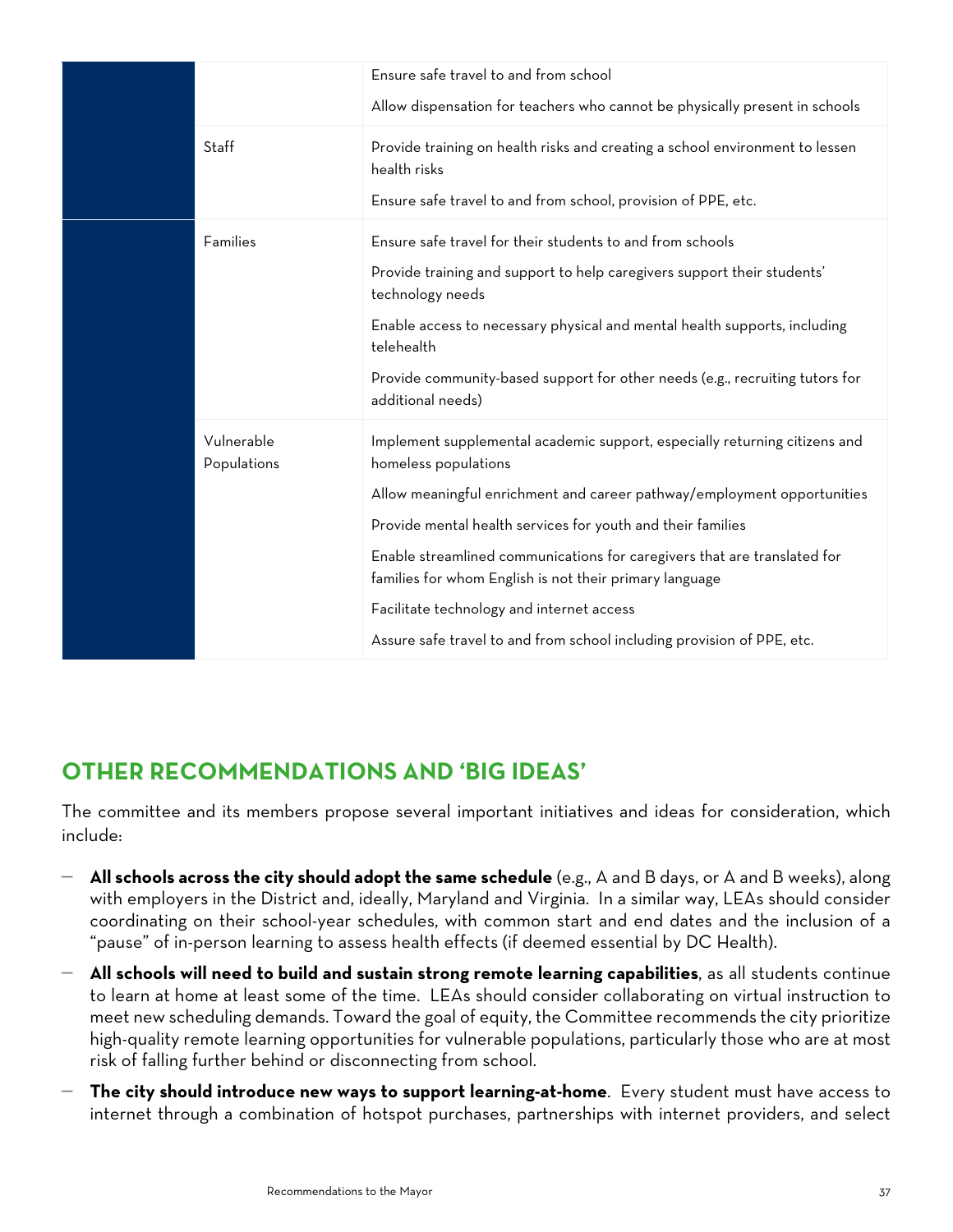| | | |
|---|---|---|
| | | Ensure safe travel to and from school<br><br>Allow dispensation for teachers who cannot be physically present in schools |
| | Staff | Provide training on health risks and creating a school environment to lessen health risks<br><br>Ensure safe travel to and from school, provision of PPE, etc. |
| | Families | Ensure safe travel for their students to and from schools<br><br>Provide training and support to help caregivers support their students' technology needs<br><br>Enable access to necessary physical and mental health supports, including telehealth<br><br>Provide community-based support for other needs (e.g., recruiting tutors for additional needs) |
| | Vulnerable Populations | Implement supplemental academic support, especially returning citizens and homeless populations<br><br>Allow meaningful enrichment and career pathway/employment opportunities<br><br>Provide mental health services for youth and their families<br><br>Enable streamlined communications for caregivers that are translated for families for whom English is not their primary language<br><br>Facilitate technology and internet access<br><br>Assure safe travel to and from school including provision of PPE, etc. |

## OTHER RECOMMENDATIONS AND 'BIG IDEAS'

The committee and its members propose several important initiatives and ideas for consideration, which include:

- **All schools across the city should adopt the same schedule** (e.g., A and B days, or A and B weeks), along with employers in the District and, ideally, Maryland and Virginia. In a similar way, LEAs should consider coordinating on their school-year schedules, with common start and end dates and the inclusion of a "pause" of in-person learning to assess health effects (if deemed essential by DC Health).
- **All schools will need to build and sustain strong remote learning capabilities**, as all students continue to learn at home at least some of the time. LEAs should consider collaborating on virtual instruction to meet new scheduling demands. Toward the goal of equity, the Committee recommends the city prioritize high-quality remote learning opportunities for vulnerable populations, particularly those who are at most risk of falling further behind or disconnecting from school.
- **The city should introduce new ways to support learning-at-home**. Every student must have access to internet through a combination of hotspot purchases, partnerships with internet providers, and select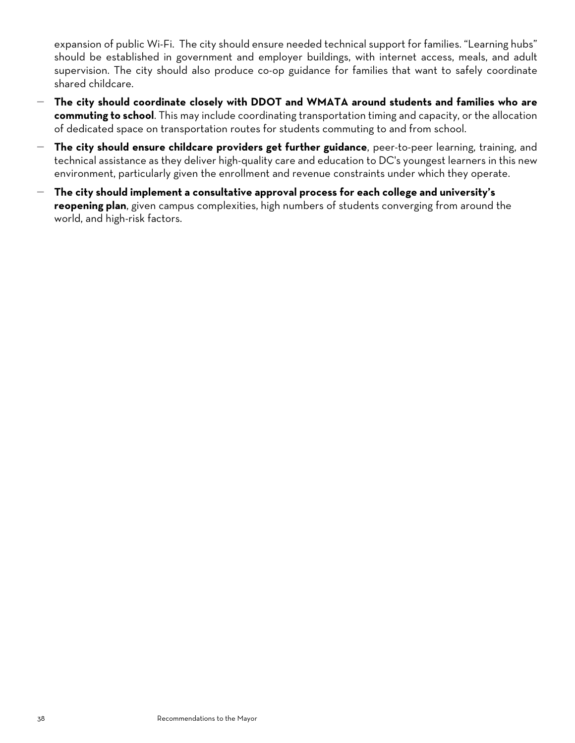expansion of public Wi-Fi. The city should ensure needed technical support for families. "Learning hubs" should be established in government and employer buildings, with internet access, meals, and adult supervision. The city should also produce co-op guidance for families that want to safely coordinate shared childcare.

- **The city should coordinate closely with DDOT and WMATA around students and families who are commuting to school**. This may include coordinating transportation timing and capacity, or the allocation of dedicated space on transportation routes for students commuting to and from school.
- **The city should ensure childcare providers get further guidance**, peer-to-peer learning, training, and technical assistance as they deliver high-quality care and education to DC's youngest learners in this new environment, particularly given the enrollment and revenue constraints under which they operate.
- **The city should implement a consultative approval process for each college and university's reopening plan**, given campus complexities, high numbers of students converging from around the world, and high-risk factors.